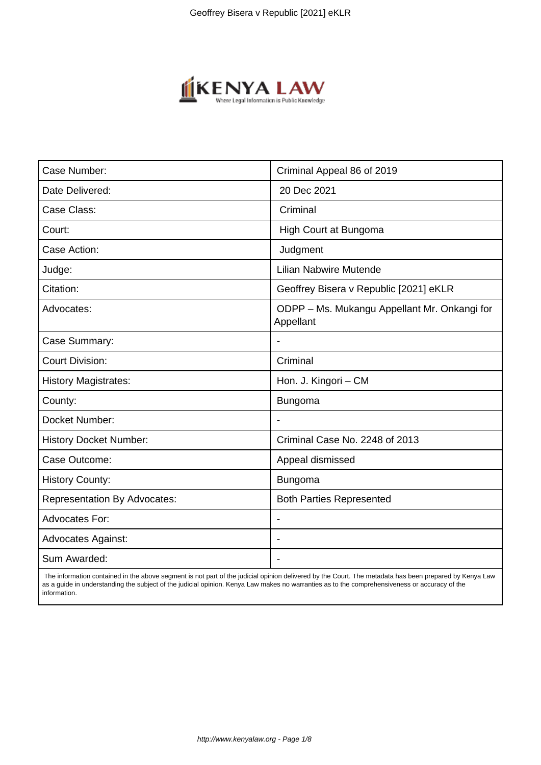| Case Number: | Criminal Appeal 86 of 2019 |
| --- | --- |
| Date Delivered: | 20 Dec 2021 |
| Case Class: | Criminal |
| Court: | High Court at Bungoma |
| Case Action: | Judgment |
| Judge: | Lilian Nabwire Mutende |
| Citation: | Geoffrey Bisera v Republic [2021] eKLR |
| Advocates: | ODPP – Ms. Mukangu Appellant Mr. Onkangi for Appellant |
| Case Summary: | - |
| Court Division: | Criminal |
| History Magistrates: | Hon. J. Kingori – CM |
| County: | Bungoma |
| Docket Number: | - |
| History Docket Number: | Criminal Case No. 2248 of 2013 |
| Case Outcome: | Appeal dismissed |
| History County: | Bungoma |
| Representation By Advocates: | Both Parties Represented |
| Advocates For: | - |
| Advocates Against: | - |
| Sum Awarded: | - |

The information contained in the above segment is not part of the judicial opinion delivered by the Court. The metadata has been prepared by Kenya Law as a guide in understanding the subject of the judicial opinion. Kenya Law makes no warranties as to the comprehensiveness or accuracy of the information.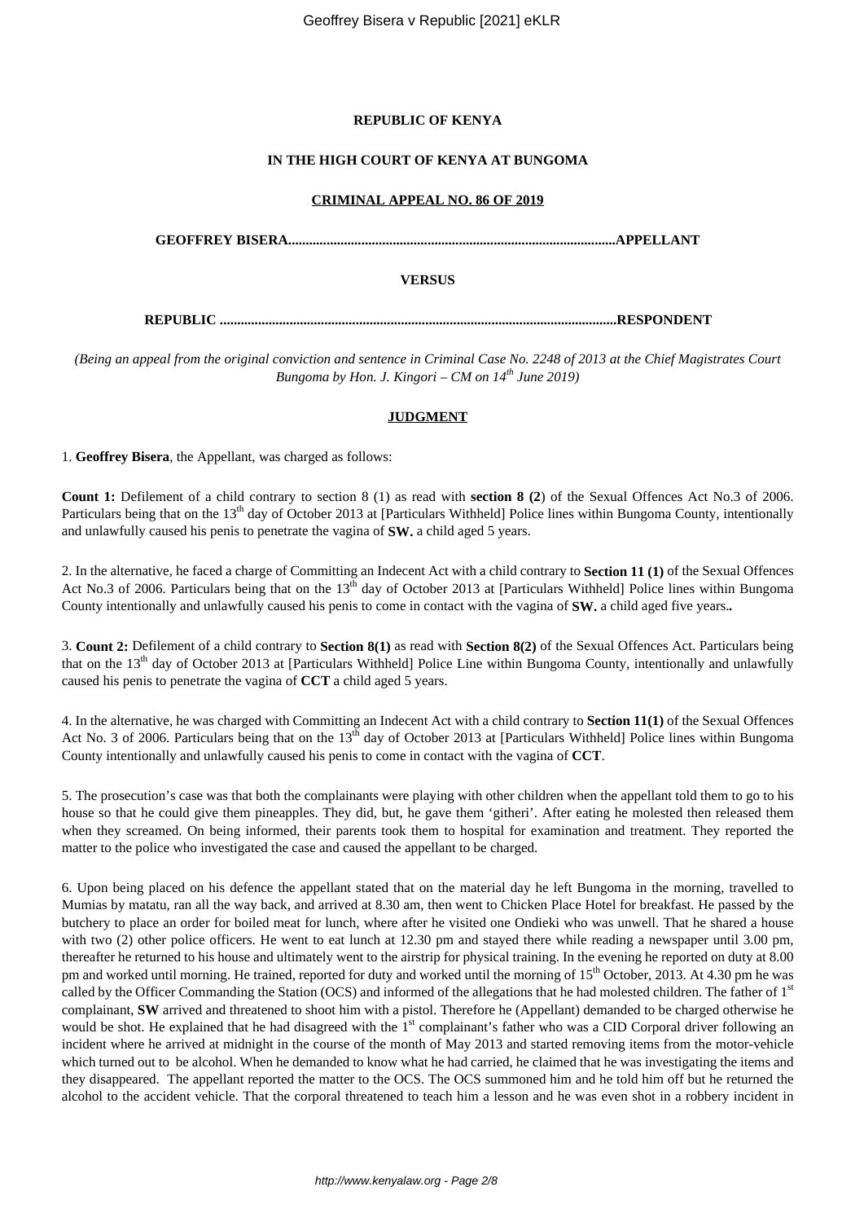**REPUBLIC OF KENYA**

**IN THE HIGH COURT OF KENYA AT BUNGOMA**

**CRIMINAL APPEAL NO. 86 OF 2019**

**GEOFFREY BISERA.............................................................................................APPELLANT**

**VERSUS**

**REPUBLIC ..................................................................................................................RESPONDENT**

*(Being an appeal from the original conviction and sentence in Criminal Case No. 2248 of 2013 at the Chief Magistrates Court Bungoma by Hon. J. Kingori – CM on 14th June 2019)*

**JUDGMENT**

1. **Geoffrey Bisera**, the Appellant, was charged as follows:

**Count 1:** Defilement of a child contrary to section 8 (1) as read with **section 8 (2**) of the Sexual Offences Act No.3 of 2006. Particulars being that on the 13th day of October 2013 at [Particulars Withheld] Police lines within Bungoma County, intentionally and unlawfully caused his penis to penetrate the vagina of **SW.** a child aged 5 years.

2. In the alternative, he faced a charge of Committing an Indecent Act with a child contrary to **Section 11 (1)** of the Sexual Offences Act No.3 of 2006. Particulars being that on the 13th day of October 2013 at [Particulars Withheld] Police lines within Bungoma County intentionally and unlawfully caused his penis to come in contact with the vagina of **SW.** a child aged five years**.**

3. **Count 2:** Defilement of a child contrary to **Section 8(1)** as read with **Section 8(2)** of the Sexual Offences Act. Particulars being that on the 13th day of October 2013 at [Particulars Withheld] Police Line within Bungoma County, intentionally and unlawfully caused his penis to penetrate the vagina of **CCT** a child aged 5 years.

4. In the alternative, he was charged with Committing an Indecent Act with a child contrary to **Section 11(1)** of the Sexual Offences Act No. 3 of 2006. Particulars being that on the 13th day of October 2013 at [Particulars Withheld] Police lines within Bungoma County intentionally and unlawfully caused his penis to come in contact with the vagina of **CCT**.

5. The prosecution's case was that both the complainants were playing with other children when the appellant told them to go to his house so that he could give them pineapples. They did, but, he gave them 'githeri'. After eating he molested then released them when they screamed. On being informed, their parents took them to hospital for examination and treatment. They reported the matter to the police who investigated the case and caused the appellant to be charged.

6. Upon being placed on his defence the appellant stated that on the material day he left Bungoma in the morning, travelled to Mumias by matatu, ran all the way back, and arrived at 8.30 am, then went to Chicken Place Hotel for breakfast. He passed by the butchery to place an order for boiled meat for lunch, where after he visited one Ondieki who was unwell. That he shared a house with two (2) other police officers. He went to eat lunch at 12.30 pm and stayed there while reading a newspaper until 3.00 pm, thereafter he returned to his house and ultimately went to the airstrip for physical training. In the evening he reported on duty at 8.00 pm and worked until morning. He trained, reported for duty and worked until the morning of 15th October, 2013. At 4.30 pm he was called by the Officer Commanding the Station (OCS) and informed of the allegations that he had molested children. The father of 1st complainant, **SW** arrived and threatened to shoot him with a pistol. Therefore he (Appellant) demanded to be charged otherwise he would be shot. He explained that he had disagreed with the 1st complainant's father who was a CID Corporal driver following an incident where he arrived at midnight in the course of the month of May 2013 and started removing items from the motor-vehicle which turned out to be alcohol. When he demanded to know what he had carried, he claimed that he was investigating the items and they disappeared. The appellant reported the matter to the OCS. The OCS summoned him and he told him off but he returned the alcohol to the accident vehicle. That the corporal threatened to teach him a lesson and he was even shot in a robbery incident in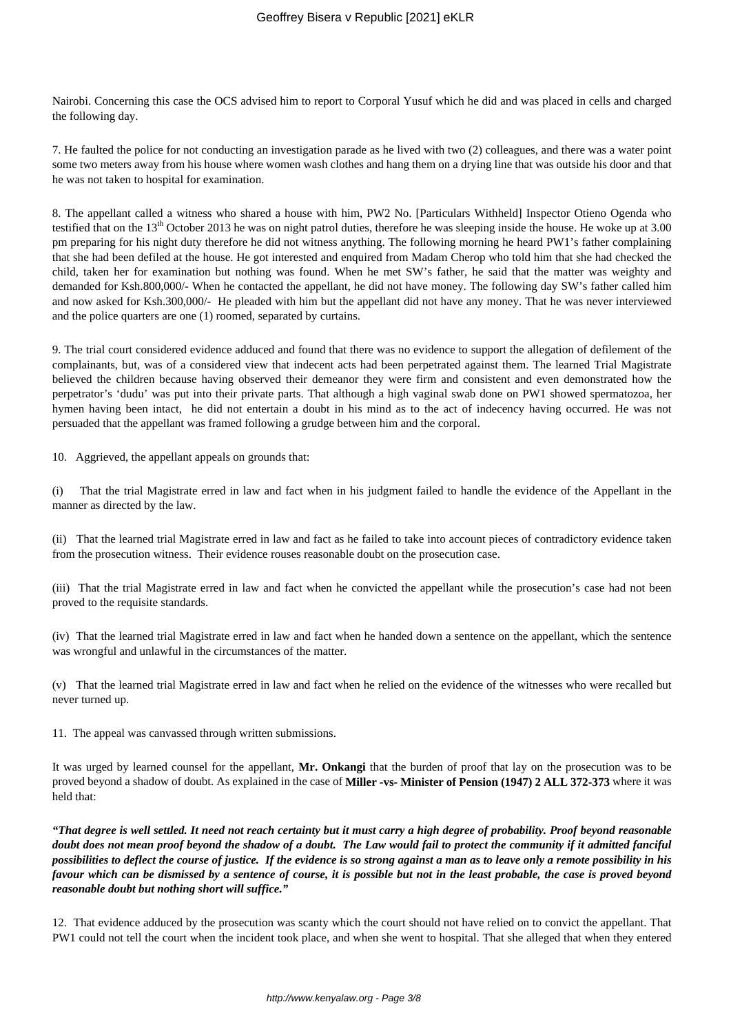Nairobi. Concerning this case the OCS advised him to report to Corporal Yusuf which he did and was placed in cells and charged the following day.

7. He faulted the police for not conducting an investigation parade as he lived with two (2) colleagues, and there was a water point some two meters away from his house where women wash clothes and hang them on a drying line that was outside his door and that he was not taken to hospital for examination.

8. The appellant called a witness who shared a house with him, PW2 No. [Particulars Withheld] Inspector Otieno Ogenda who testified that on the 13th October 2013 he was on night patrol duties, therefore he was sleeping inside the house. He woke up at 3.00 pm preparing for his night duty therefore he did not witness anything. The following morning he heard PW1's father complaining that she had been defiled at the house. He got interested and enquired from Madam Cherop who told him that she had checked the child, taken her for examination but nothing was found. When he met SW's father, he said that the matter was weighty and demanded for Ksh.800,000/- When he contacted the appellant, he did not have money. The following day SW's father called him and now asked for Ksh.300,000/- He pleaded with him but the appellant did not have any money. That he was never interviewed and the police quarters are one (1) roomed, separated by curtains.

9. The trial court considered evidence adduced and found that there was no evidence to support the allegation of defilement of the complainants, but, was of a considered view that indecent acts had been perpetrated against them. The learned Trial Magistrate believed the children because having observed their demeanor they were firm and consistent and even demonstrated how the perpetrator's 'dudu' was put into their private parts. That although a high vaginal swab done on PW1 showed spermatozoa, her hymen having been intact, he did not entertain a doubt in his mind as to the act of indecency having occurred. He was not persuaded that the appellant was framed following a grudge between him and the corporal.

10. Aggrieved, the appellant appeals on grounds that:

(i) That the trial Magistrate erred in law and fact when in his judgment failed to handle the evidence of the Appellant in the manner as directed by the law.

(ii) That the learned trial Magistrate erred in law and fact as he failed to take into account pieces of contradictory evidence taken from the prosecution witness. Their evidence rouses reasonable doubt on the prosecution case.

(iii) That the trial Magistrate erred in law and fact when he convicted the appellant while the prosecution's case had not been proved to the requisite standards.

(iv) That the learned trial Magistrate erred in law and fact when he handed down a sentence on the appellant, which the sentence was wrongful and unlawful in the circumstances of the matter.

(v) That the learned trial Magistrate erred in law and fact when he relied on the evidence of the witnesses who were recalled but never turned up.

11. The appeal was canvassed through written submissions.

It was urged by learned counsel for the appellant, **Mr. Onkangi** that the burden of proof that lay on the prosecution was to be proved beyond a shadow of doubt. As explained in the case of **Miller -vs- Minister of Pension (1947) 2 ALL 372-373** where it was held that:

***"That degree is well settled. It need not reach certainty but it must carry a high degree of probability. Proof beyond reasonable doubt does not mean proof beyond the shadow of a doubt. The Law would fail to protect the community if it admitted fanciful possibilities to deflect the course of justice. If the evidence is so strong against a man as to leave only a remote possibility in his favour which can be dismissed by a sentence of course, it is possible but not in the least probable, the case is proved beyond reasonable doubt but nothing short will suffice."***

12. That evidence adduced by the prosecution was scanty which the court should not have relied on to convict the appellant. That PW1 could not tell the court when the incident took place, and when she went to hospital. That she alleged that when they entered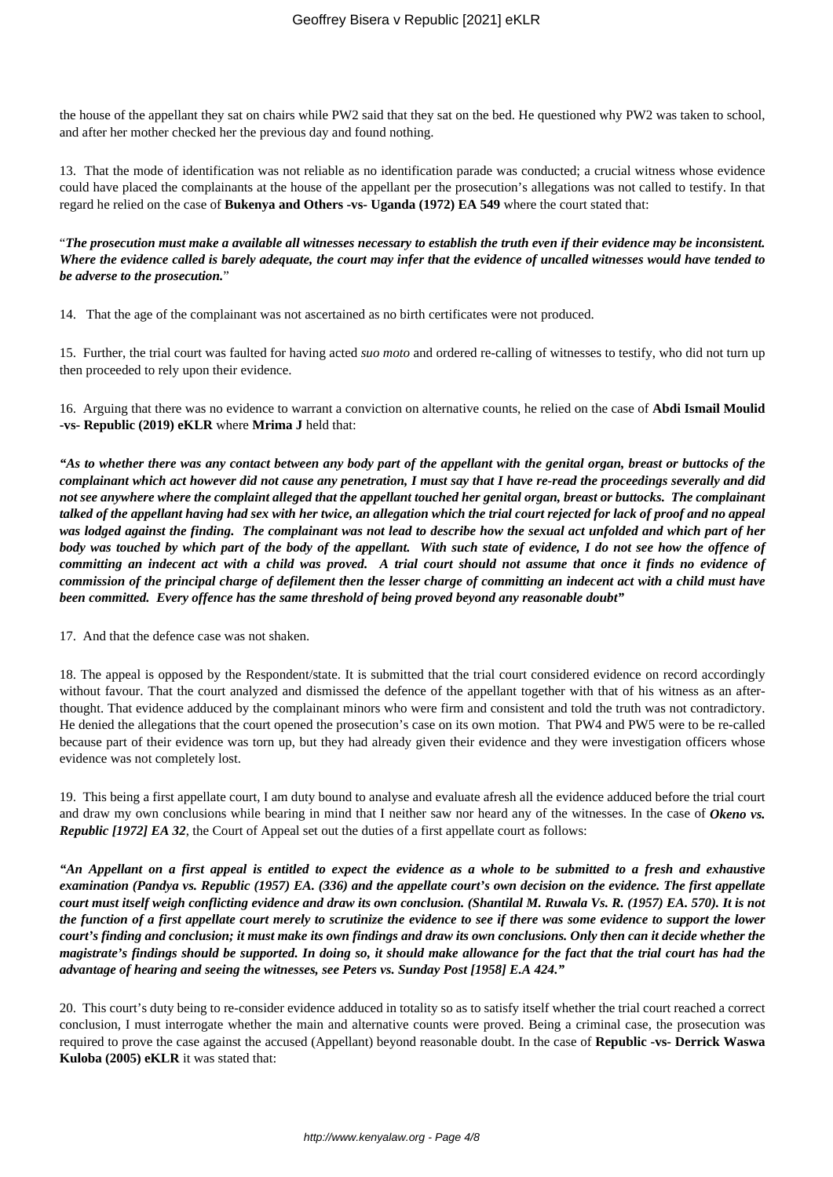the house of the appellant they sat on chairs while PW2 said that they sat on the bed. He questioned why PW2 was taken to school, and after her mother checked her the previous day and found nothing.

13. That the mode of identification was not reliable as no identification parade was conducted; a crucial witness whose evidence could have placed the complainants at the house of the appellant per the prosecution's allegations was not called to testify. In that regard he relied on the case of **Bukenya and Others -vs- Uganda (1972) EA 549** where the court stated that:

"***The prosecution must make a available all witnesses necessary to establish the truth even if their evidence may be inconsistent. Where the evidence called is barely adequate, the court may infer that the evidence of uncalled witnesses would have tended to be adverse to the prosecution.***"

14. That the age of the complainant was not ascertained as no birth certificates were not produced.

15. Further, the trial court was faulted for having acted *suo moto* and ordered re-calling of witnesses to testify, who did not turn up then proceeded to rely upon their evidence.

16. Arguing that there was no evidence to warrant a conviction on alternative counts, he relied on the case of **Abdi Ismail Moulid -vs- Republic (2019) eKLR** where **Mrima J** held that:

***"As to whether there was any contact between any body part of the appellant with the genital organ, breast or buttocks of the complainant which act however did not cause any penetration, I must say that I have re-read the proceedings severally and did not see anywhere where the complaint alleged that the appellant touched her genital organ, breast or buttocks. The complainant talked of the appellant having had sex with her twice, an allegation which the trial court rejected for lack of proof and no appeal was lodged against the finding. The complainant was not lead to describe how the sexual act unfolded and which part of her body was touched by which part of the body of the appellant. With such state of evidence, I do not see how the offence of committing an indecent act with a child was proved. A trial court should not assume that once it finds no evidence of commission of the principal charge of defilement then the lesser charge of committing an indecent act with a child must have been committed. Every offence has the same threshold of being proved beyond any reasonable doubt"***

17. And that the defence case was not shaken.

18. The appeal is opposed by the Respondent/state. It is submitted that the trial court considered evidence on record accordingly without favour. That the court analyzed and dismissed the defence of the appellant together with that of his witness as an after-thought. That evidence adduced by the complainant minors who were firm and consistent and told the truth was not contradictory. He denied the allegations that the court opened the prosecution's case on its own motion. That PW4 and PW5 were to be re-called because part of their evidence was torn up, but they had already given their evidence and they were investigation officers whose evidence was not completely lost.

19. This being a first appellate court, I am duty bound to analyse and evaluate afresh all the evidence adduced before the trial court and draw my own conclusions while bearing in mind that I neither saw nor heard any of the witnesses. In the case of ***Okeno vs. Republic [1972] EA 32***, the Court of Appeal set out the duties of a first appellate court as follows:

***"An Appellant on a first appeal is entitled to expect the evidence as a whole to be submitted to a fresh and exhaustive examination (Pandya vs. Republic (1957) EA. (336) and the appellate court's own decision on the evidence. The first appellate court must itself weigh conflicting evidence and draw its own conclusion. (Shantilal M. Ruwala Vs. R. (1957) EA. 570). It is not the function of a first appellate court merely to scrutinize the evidence to see if there was some evidence to support the lower court's finding and conclusion; it must make its own findings and draw its own conclusions. Only then can it decide whether the magistrate's findings should be supported. In doing so, it should make allowance for the fact that the trial court has had the advantage of hearing and seeing the witnesses, see Peters vs. Sunday Post [1958] E.A 424."***

20. This court's duty being to re-consider evidence adduced in totality so as to satisfy itself whether the trial court reached a correct conclusion, I must interrogate whether the main and alternative counts were proved. Being a criminal case, the prosecution was required to prove the case against the accused (Appellant) beyond reasonable doubt. In the case of **Republic -vs- Derrick Waswa Kuloba (2005) eKLR** it was stated that: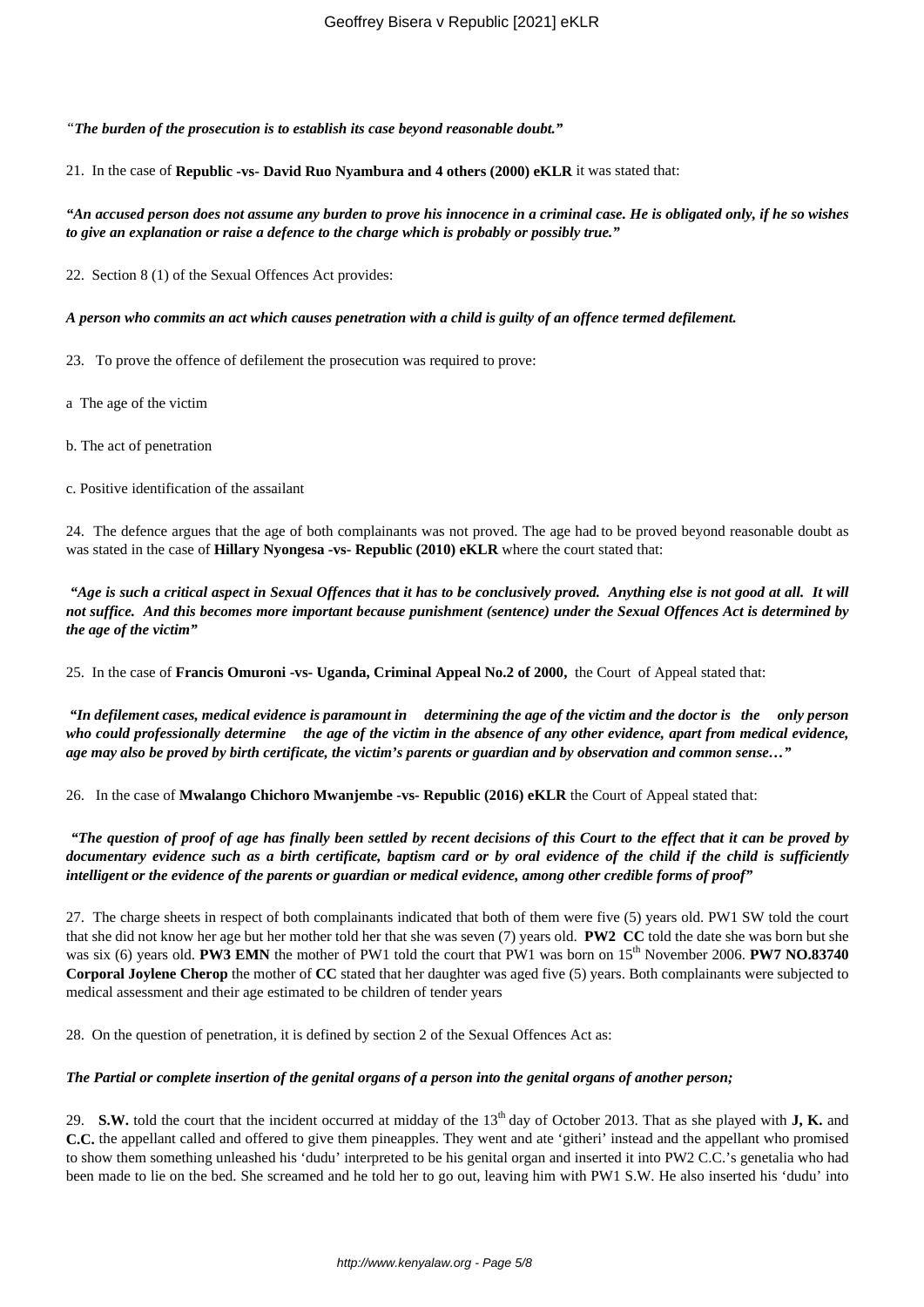*"**The burden of the prosecution is to establish its case beyond reasonable doubt."***

21. In the case of **Republic -vs- David Ruo Nyambura and 4 others (2000) eKLR** it was stated that:

***"An accused person does not assume any burden to prove his innocence in a criminal case. He is obligated only, if he so wishes to give an explanation or raise a defence to the charge which is probably or possibly true."***

22. Section 8 (1) of the Sexual Offences Act provides:

***A person who commits an act which causes penetration with a child is guilty of an offence termed defilement.***

23. To prove the offence of defilement the prosecution was required to prove:

a The age of the victim

b. The act of penetration

c. Positive identification of the assailant

24. The defence argues that the age of both complainants was not proved. The age had to be proved beyond reasonable doubt as was stated in the case of **Hillary Nyongesa -vs- Republic (2010) eKLR** where the court stated that:

***"Age is such a critical aspect in Sexual Offences that it has to be conclusively proved. Anything else is not good at all. It will not suffice. And this becomes more important because punishment (sentence) under the Sexual Offences Act is determined by the age of the victim"***

25. In the case of **Francis Omuroni -vs- Uganda, Criminal Appeal No.2 of 2000,** the Court of Appeal stated that:

***"In defilement cases, medical evidence is paramount in determining the age of the victim and the doctor is the only person who could professionally determine the age of the victim in the absence of any other evidence, apart from medical evidence, age may also be proved by birth certificate, the victim's parents or guardian and by observation and common sense…"***

26. In the case of **Mwalango Chichoro Mwanjembe -vs- Republic (2016) eKLR** the Court of Appeal stated that:

***"The question of proof of age has finally been settled by recent decisions of this Court to the effect that it can be proved by documentary evidence such as a birth certificate, baptism card or by oral evidence of the child if the child is sufficiently intelligent or the evidence of the parents or guardian or medical evidence, among other credible forms of proof"***

27. The charge sheets in respect of both complainants indicated that both of them were five (5) years old. PW1 SW told the court that she did not know her age but her mother told her that she was seven (7) years old. **PW2 CC** told the date she was born but she was six (6) years old. **PW3 EMN** the mother of PW1 told the court that PW1 was born on 15th November 2006. **PW7 NO.83740 Corporal Joylene Cherop** the mother of **CC** stated that her daughter was aged five (5) years. Both complainants were subjected to medical assessment and their age estimated to be children of tender years

28. On the question of penetration, it is defined by section 2 of the Sexual Offences Act as:

***The Partial or complete insertion of the genital organs of a person into the genital organs of another person;***

29. **S.W.** told the court that the incident occurred at midday of the 13th day of October 2013. That as she played with **J, K.** and **C.C.** the appellant called and offered to give them pineapples. They went and ate 'githeri' instead and the appellant who promised to show them something unleashed his 'dudu' interpreted to be his genital organ and inserted it into PW2 C.C.'s genetalia who had been made to lie on the bed. She screamed and he told her to go out, leaving him with PW1 S.W. He also inserted his 'dudu' into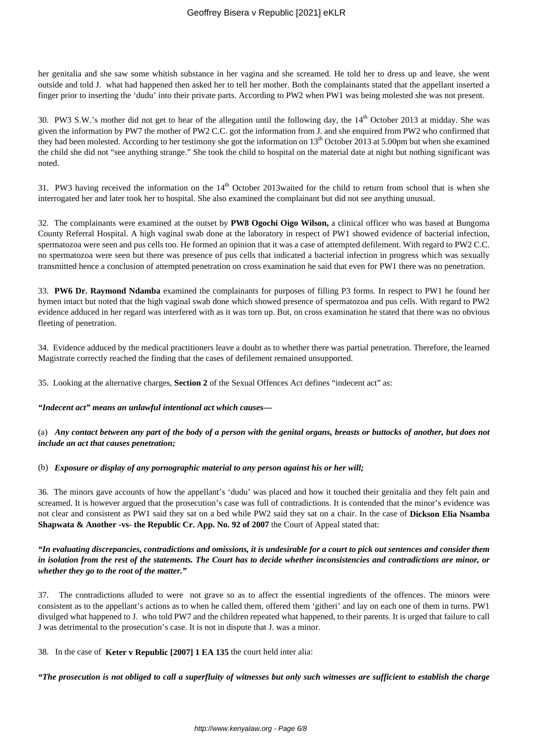her genitalia and she saw some whitish substance in her vagina and she screamed. He told her to dress up and leave, she went outside and told J. what had happened then asked her to tell her mother. Both the complainants stated that the appellant inserted a finger prior to inserting the 'dudu' into their private parts. According to PW2 when PW1 was being molested she was not present.

30. PW3 S.W.'s mother did not get to hear of the allegation until the following day, the 14th October 2013 at midday. She was given the information by PW7 the mother of PW2 C.C. got the information from J. and she enquired from PW2 who confirmed that they had been molested. According to her testimony she got the information on 13th October 2013 at 5.00pm but when she examined the child she did not "see anything strange." She took the child to hospital on the material date at night but nothing significant was noted.

31. PW3 having received the information on the 14th October 2013waited for the child to return from school that is when she interrogated her and later took her to hospital. She also examined the complainant but did not see anything unusual.

32. The complainants were examined at the outset by **PW8 Ogochi Oigo Wilson,** a clinical officer who was based at Bungoma County Referral Hospital. A high vaginal swab done at the laboratory in respect of PW1 showed evidence of bacterial infection, spermatozoa were seen and pus cells too. He formed an opinion that it was a case of attempted defilement. With regard to PW2 C.C. no spermatozoa were seen but there was presence of pus cells that indicated a bacterial infection in progress which was sexually transmitted hence a conclusion of attempted penetration on cross examination he said that even for PW1 there was no penetration.

33. **PW6 Dr. Raymond Ndamba** examined the complainants for purposes of filling P3 forms. In respect to PW1 he found her hymen intact but noted that the high vaginal swab done which showed presence of spermatozoa and pus cells. With regard to PW2 evidence adduced in her regard was interfered with as it was torn up. But, on cross examination he stated that there was no obvious fleeting of penetration.

34. Evidence adduced by the medical practitioners leave a doubt as to whether there was partial penetration. Therefore, the learned Magistrate correctly reached the finding that the cases of defilement remained unsupported.

35. Looking at the alternative charges, **Section 2** of the Sexual Offences Act defines "indecent act" as:

***"Indecent act" means an unlawful intentional act which causes—***

(a) ***Any contact between any part of the body of a person with the genital organs, breasts or buttocks of another, but does not include an act that causes penetration;***

(b) ***Exposure or display of any pornographic material to any person against his or her will;***

36. The minors gave accounts of how the appellant's 'dudu' was placed and how it touched their genitalia and they felt pain and screamed. It is however argued that the prosecution's case was full of contradictions. It is contended that the minor's evidence was not clear and consistent as PW1 said they sat on a bed while PW2 said they sat on a chair. In the case of **Dickson Elia Nsamba Shapwata & Another -vs- the Republic Cr. App. No. 92 of 2007** the Court of Appeal stated that:

***"In evaluating discrepancies, contradictions and omissions, it is undesirable for a court to pick out sentences and consider them in isolation from the rest of the statements. The Court has to decide whether inconsistencies and contradictions are minor, or whether they go to the root of the matter."***

37. The contradictions alluded to were not grave so as to affect the essential ingredients of the offences. The minors were consistent as to the appellant's actions as to when he called them, offered them 'githeri' and lay on each one of them in turns. PW1 divulged what happened to J. who told PW7 and the children repeated what happened, to their parents. It is urged that failure to call J was detrimental to the prosecution's case. It is not in dispute that J. was a minor.

38. In the case of **Keter v Republic [2007] 1 EA 135** the court held inter alia:

***"The prosecution is not obliged to call a superfluity of witnesses but only such witnesses are sufficient to establish the charge***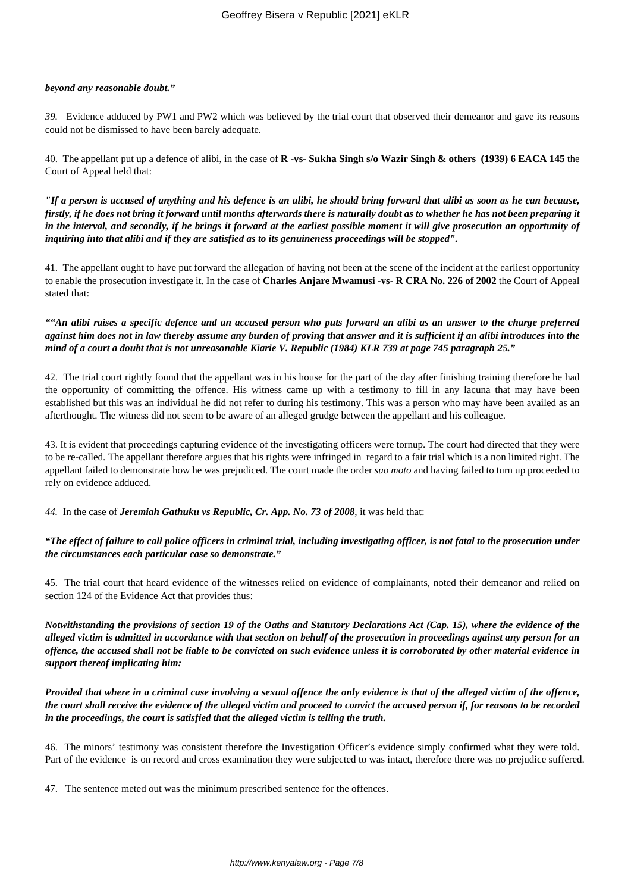***beyond any reasonable doubt."***

*39.* Evidence adduced by PW1 and PW2 which was believed by the trial court that observed their demeanor and gave its reasons could not be dismissed to have been barely adequate.

40. The appellant put up a defence of alibi, in the case of **R -vs- Sukha Singh s/o Wazir Singh & others (1939) 6 EACA 145** the Court of Appeal held that:

***"If a person is accused of anything and his defence is an alibi, he should bring forward that alibi as soon as he can because, firstly, if he does not bring it forward until months afterwards there is naturally doubt as to whether he has not been preparing it in the interval, and secondly, if he brings it forward at the earliest possible moment it will give prosecution an opportunity of inquiring into that alibi and if they are satisfied as to its genuineness proceedings will be stopped".***

41. The appellant ought to have put forward the allegation of having not been at the scene of the incident at the earliest opportunity to enable the prosecution investigate it. In the case of **Charles Anjare Mwamusi -vs- R CRA No. 226 of 2002** the Court of Appeal stated that:

***""An alibi raises a specific defence and an accused person who puts forward an alibi as an answer to the charge preferred against him does not in law thereby assume any burden of proving that answer and it is sufficient if an alibi introduces into the mind of a court a doubt that is not unreasonable Kiarie V. Republic (1984) KLR 739 at page 745 paragraph 25."***

42. The trial court rightly found that the appellant was in his house for the part of the day after finishing training therefore he had the opportunity of committing the offence. His witness came up with a testimony to fill in any lacuna that may have been established but this was an individual he did not refer to during his testimony. This was a person who may have been availed as an afterthought. The witness did not seem to be aware of an alleged grudge between the appellant and his colleague.

43. It is evident that proceedings capturing evidence of the investigating officers were tornup. The court had directed that they were to be re-called. The appellant therefore argues that his rights were infringed in regard to a fair trial which is a non limited right. The appellant failed to demonstrate how he was prejudiced. The court made the order *suo moto* and having failed to turn up proceeded to rely on evidence adduced.

*44.* In the case of ***Jeremiah Gathuku vs Republic, Cr. App. No. 73 of 2008***, it was held that:

***"The effect of failure to call police officers in criminal trial, including investigating officer, is not fatal to the prosecution under the circumstances each particular case so demonstrate."***

45. The trial court that heard evidence of the witnesses relied on evidence of complainants, noted their demeanor and relied on section 124 of the Evidence Act that provides thus:

***Notwithstanding the provisions of section 19 of the Oaths and Statutory Declarations Act (Cap. 15), where the evidence of the alleged victim is admitted in accordance with that section on behalf of the prosecution in proceedings against any person for an offence, the accused shall not be liable to be convicted on such evidence unless it is corroborated by other material evidence in support thereof implicating him:***

***Provided that where in a criminal case involving a sexual offence the only evidence is that of the alleged victim of the offence, the court shall receive the evidence of the alleged victim and proceed to convict the accused person if, for reasons to be recorded in the proceedings, the court is satisfied that the alleged victim is telling the truth.***

46. The minors' testimony was consistent therefore the Investigation Officer's evidence simply confirmed what they were told. Part of the evidence is on record and cross examination they were subjected to was intact, therefore there was no prejudice suffered.

47. The sentence meted out was the minimum prescribed sentence for the offences.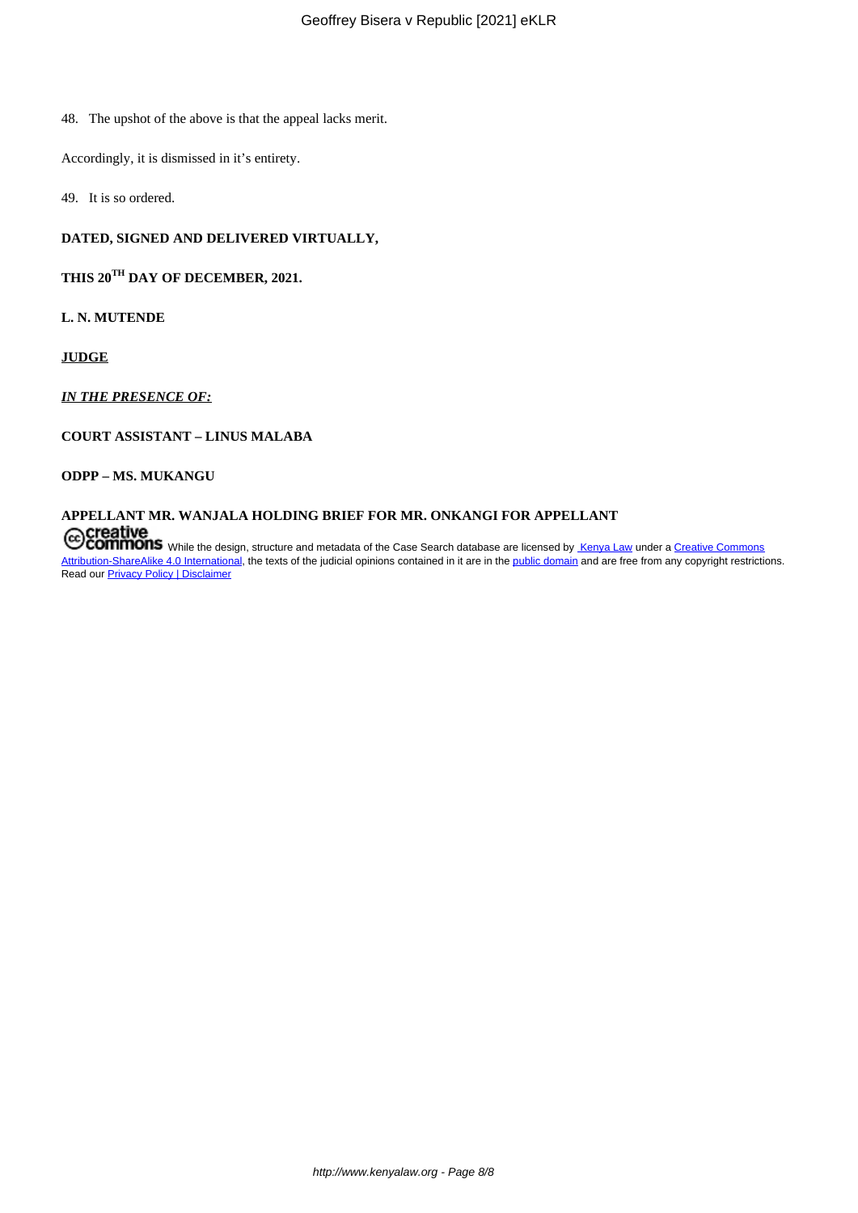48. The upshot of the above is that the appeal lacks merit.

Accordingly, it is dismissed in it's entirety.

49. It is so ordered.

**DATED, SIGNED AND DELIVERED VIRTUALLY,**

**THIS 20TH DAY OF DECEMBER, 2021.**

**L. N. MUTENDE**

**JUDGE**

***IN THE PRESENCE OF:***

**COURT ASSISTANT – LINUS MALABA**

**ODPP – MS. MUKANGU**

**APPELLANT MR. WANJALA HOLDING BRIEF FOR MR. ONKANGI FOR APPELLANT**

While the design, structure and metadata of the Case Search database are licensed by Kenya Law under a Creative Commons Attribution-ShareAlike 4.0 International, the texts of the judicial opinions contained in it are in the public domain and are free from any copyright restrictions. Read our Privacy Policy | Disclaimer